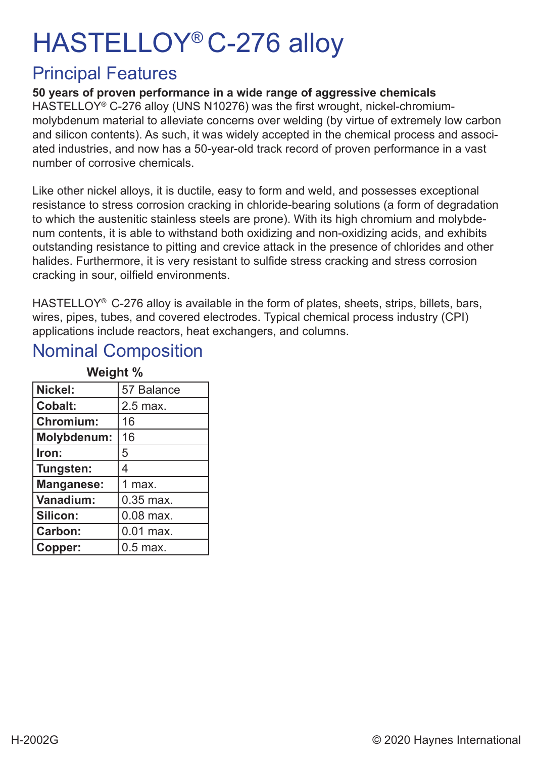# HASTELLOY® C-276 alloy

## Principal Features

**50 years of proven performance in a wide range of aggressive chemicals**

HASTELLOY® C-276 alloy (UNS N10276) was the first wrought, nickel-chromium-molybdenum material to alleviate concerns over welding (by virtue of extremely low carbon and silicon contents). As such, it was widely accepted in the chemical process and associated industries, and now has a 50-year-old track record of proven performance in a vast number of corrosive chemicals.

Like other nickel alloys, it is ductile, easy to form and weld, and possesses exceptional resistance to stress corrosion cracking in chloride-bearing solutions (a form of degradation to which the austenitic stainless steels are prone). With its high chromium and molybdenum contents, it is able to withstand both oxidizing and non-oxidizing acids, and exhibits outstanding resistance to pitting and crevice attack in the presence of chlorides and other halides. Furthermore, it is very resistant to sulfide stress cracking and stress corrosion cracking in sour, oilfield environments.

HASTELLOY® C-276 alloy is available in the form of plates, sheets, strips, billets, bars, wires, pipes, tubes, and covered electrodes. Typical chemical process industry (CPI) applications include reactors, heat exchangers, and columns.

## Nominal Composition

**Weight %**

| Element | Weight % |
|---|---|
| **Nickel:** | 57 Balance |
| **Cobalt:** | 2.5 max. |
| **Chromium:** | 16 |
| **Molybdenum:** | 16 |
| **Iron:** | 5 |
| **Tungsten:** | 4 |
| **Manganese:** | 1 max. |
| **Vanadium:** | 0.35 max. |
| **Silicon:** | 0.08 max. |
| **Carbon:** | 0.01 max. |
| **Copper:** | 0.5 max. |

H-2002G © 2020 Haynes International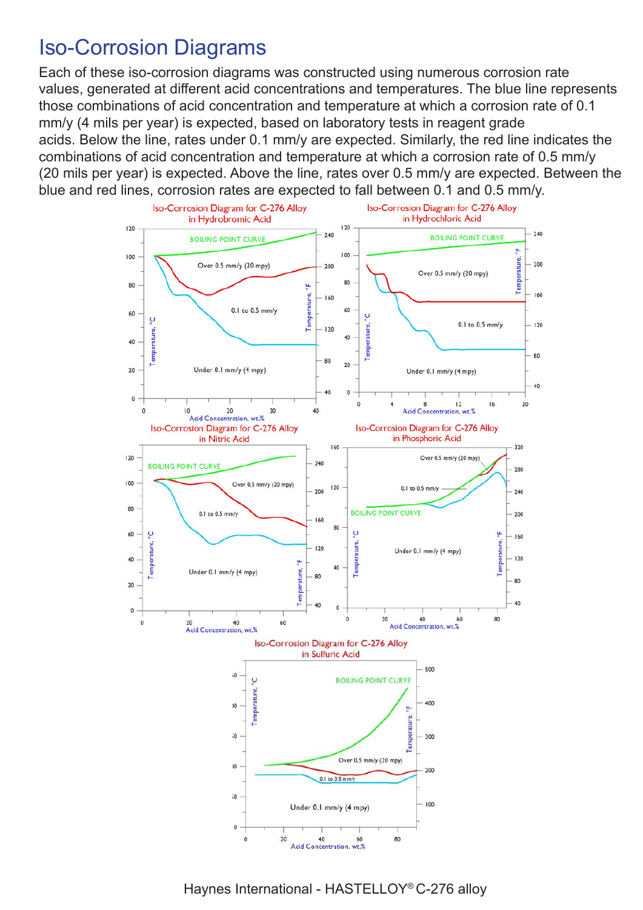# Iso-Corrosion Diagrams

Each of these iso-corrosion diagrams was constructed using numerous corrosion rate values, generated at different acid concentrations and temperatures. The blue line represents those combinations of acid concentration and temperature at which a corrosion rate of 0.1 mm/y (4 mils per year) is expected, based on laboratory tests in reagent grade acids. Below the line, rates under 0.1 mm/y are expected. Similarly, the red line indicates the combinations of acid concentration and temperature at which a corrosion rate of 0.5 mm/y (20 mils per year) is expected. Above the line, rates over 0.5 mm/y are expected. Between the blue and red lines, corrosion rates are expected to fall between 0.1 and 0.5 mm/y.

Iso-Corrosion Diagram for C-276 Alloy in Hydrobromic Acid

Iso-Corrosion Diagram for C-276 Alloy in Hydrochloric Acid

Iso-Corrosion Diagram for C-276 Alloy in Nitric Acid

Iso-Corrosion Diagram for C-276 Alloy in Phosphoric Acid

Iso-Corrosion Diagram for C-276 Alloy in Sulfuric Acid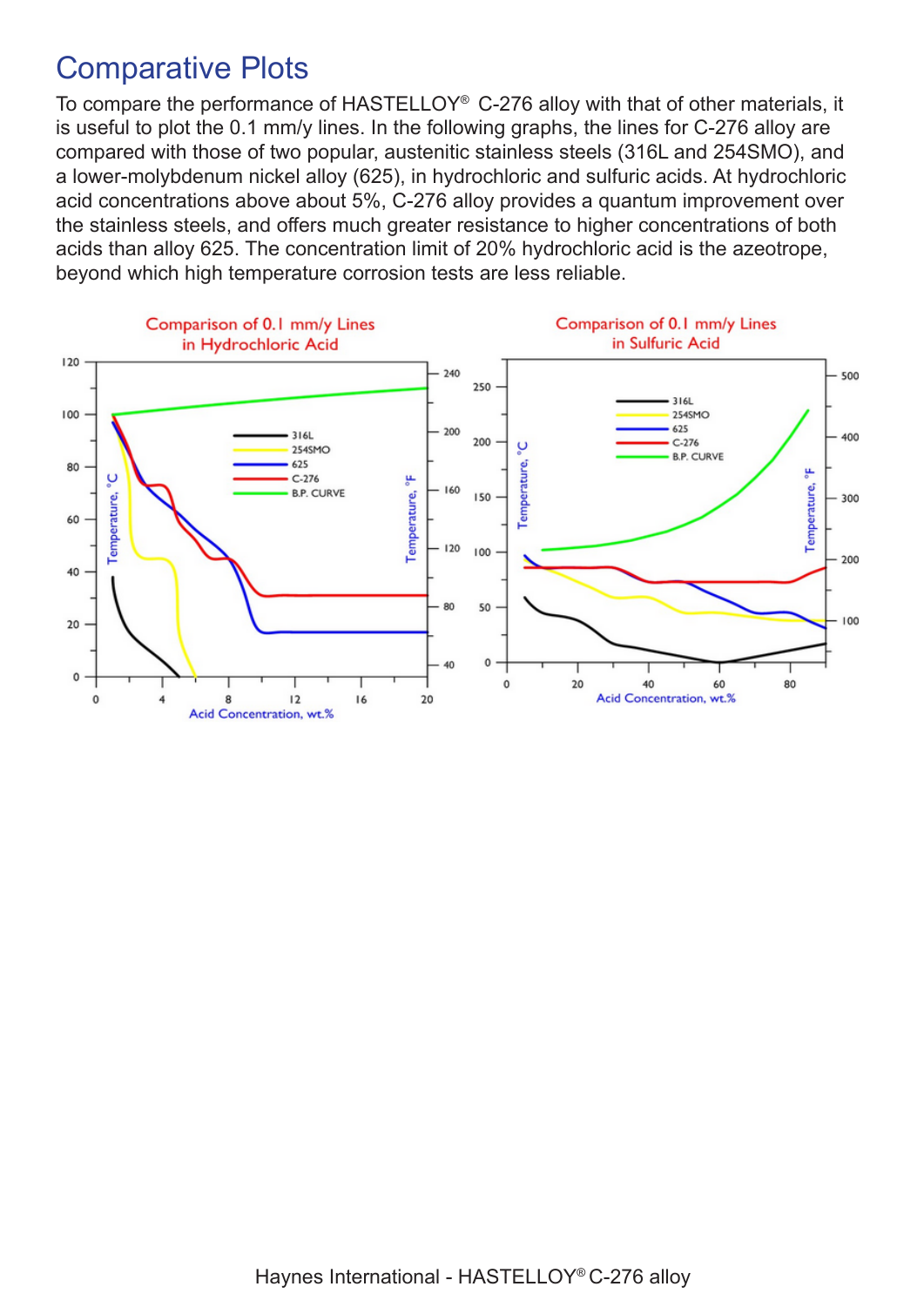# Comparative Plots

To compare the performance of HASTELLOY® C-276 alloy with that of other materials, it is useful to plot the 0.1 mm/y lines. In the following graphs, the lines for C-276 alloy are compared with those of two popular, austenitic stainless steels (316L and 254SMO), and a lower-molybdenum nickel alloy (625), in hydrochloric and sulfuric acids. At hydrochloric acid concentrations above about 5%, C-276 alloy provides a quantum improvement over the stainless steels, and offers much greater resistance to higher concentrations of both acids than alloy 625. The concentration limit of 20% hydrochloric acid is the azeotrope, beyond which high temperature corrosion tests are less reliable.

Comparison of 0.1 mm/y Lines in Hydrochloric Acid

Comparison of 0.1 mm/y Lines in Sulfuric Acid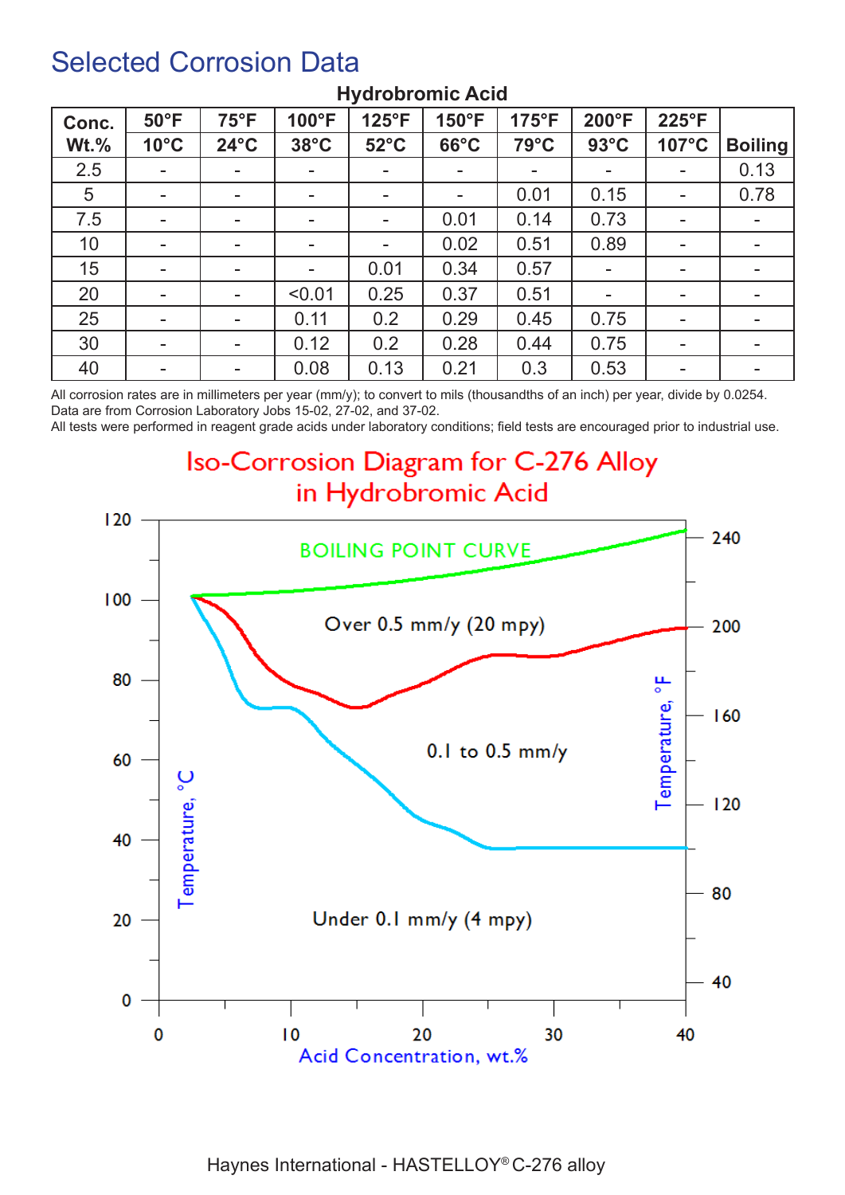# Selected Corrosion Data

**Hydrobromic Acid**

| Conc. Wt.% | 50°F 10°C | 75°F 24°C | 100°F 38°C | 125°F 52°C | 150°F 66°C | 175°F 79°C | 200°F 93°C | 225°F 107°C | Boiling |
|---|---|---|---|---|---|---|---|---|---|
| 2.5 | - | - | - | - | - | - | - | - | 0.13 |
| 5 | - | - | - | - | - | 0.01 | 0.15 | - | 0.78 |
| 7.5 | - | - | - | - | 0.01 | 0.14 | 0.73 | - | - |
| 10 | - | - | - | - | 0.02 | 0.51 | 0.89 | - | - |
| 15 | - | - | - | 0.01 | 0.34 | 0.57 | - | - | - |
| 20 | - | - | <0.01 | 0.25 | 0.37 | 0.51 | - | - | - |
| 25 | - | - | 0.11 | 0.2 | 0.29 | 0.45 | 0.75 | - | - |
| 30 | - | - | 0.12 | 0.2 | 0.28 | 0.44 | 0.75 | - | - |
| 40 | - | - | 0.08 | 0.13 | 0.21 | 0.3 | 0.53 | - | - |

All corrosion rates are in millimeters per year (mm/y); to convert to mils (thousandths of an inch) per year, divide by 0.0254.
Data are from Corrosion Laboratory Jobs 15-02, 27-02, and 37-02.
All tests were performed in reagent grade acids under laboratory conditions; field tests are encouraged prior to industrial use.

## Iso-Corrosion Diagram for C-276 Alloy in Hydrobromic Acid

BOILING POINT CURVE

Over 0.5 mm/y (20 mpy)

0.1 to 0.5 mm/y

Under 0.1 mm/y (4 mpy)

Temperature, °C

Temperature, °F

Acid Concentration, wt.%

Haynes International - HASTELLOY® C-276 alloy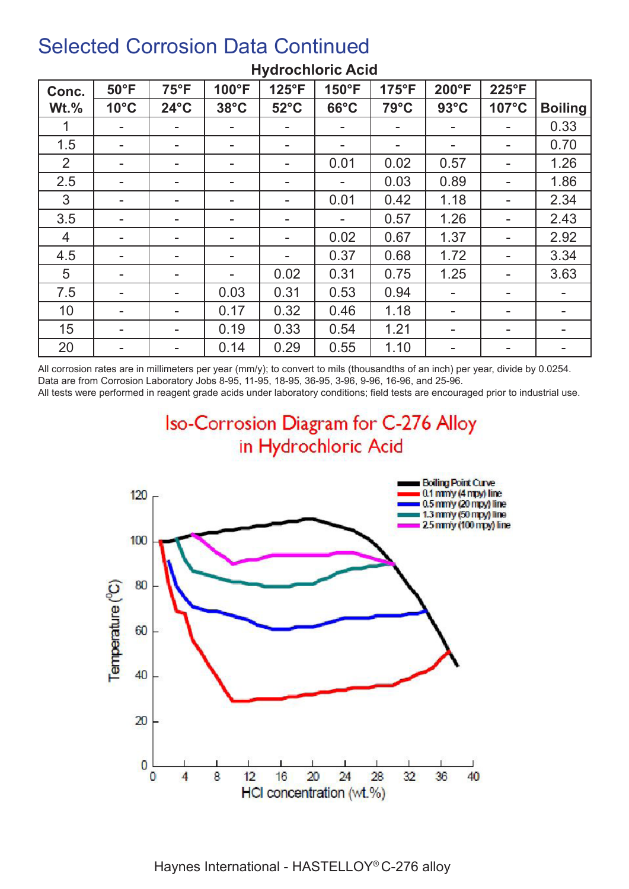## Selected Corrosion Data Continued

### Hydrochloric Acid

| Conc. Wt.% | 50°F 10°C | 75°F 24°C | 100°F 38°C | 125°F 52°C | 150°F 66°C | 175°F 79°C | 200°F 93°C | 225°F 107°C | Boiling |
|---|---|---|---|---|---|---|---|---|---|
| 1 | - | - | - | - | - | - | - | - | 0.33 |
| 1.5 | - | - | - | - | - | - | - | - | 0.70 |
| 2 | - | - | - | - | 0.01 | 0.02 | 0.57 | - | 1.26 |
| 2.5 | - | - | - | - | - | 0.03 | 0.89 | - | 1.86 |
| 3 | - | - | - | - | 0.01 | 0.42 | 1.18 | - | 2.34 |
| 3.5 | - | - | - | - | - | 0.57 | 1.26 | - | 2.43 |
| 4 | - | - | - | - | 0.02 | 0.67 | 1.37 | - | 2.92 |
| 4.5 | - | - | - | - | 0.37 | 0.68 | 1.72 | - | 3.34 |
| 5 | - | - | - | 0.02 | 0.31 | 0.75 | 1.25 | - | 3.63 |
| 7.5 | - | - | 0.03 | 0.31 | 0.53 | 0.94 | - | - | - |
| 10 | - | - | 0.17 | 0.32 | 0.46 | 1.18 | - | - | - |
| 15 | - | - | 0.19 | 0.33 | 0.54 | 1.21 | - | - | - |
| 20 | - | - | 0.14 | 0.29 | 0.55 | 1.10 | - | - | - |

All corrosion rates are in millimeters per year (mm/y); to convert to mils (thousandths of an inch) per year, divide by 0.0254.
Data are from Corrosion Laboratory Jobs 8-95, 11-95, 18-95, 36-95, 3-96, 9-96, 16-96, and 25-96.
All tests were performed in reagent grade acids under laboratory conditions; field tests are encouraged prior to industrial use.

### Iso-Corrosion Diagram for C-276 Alloy in Hydrochloric Acid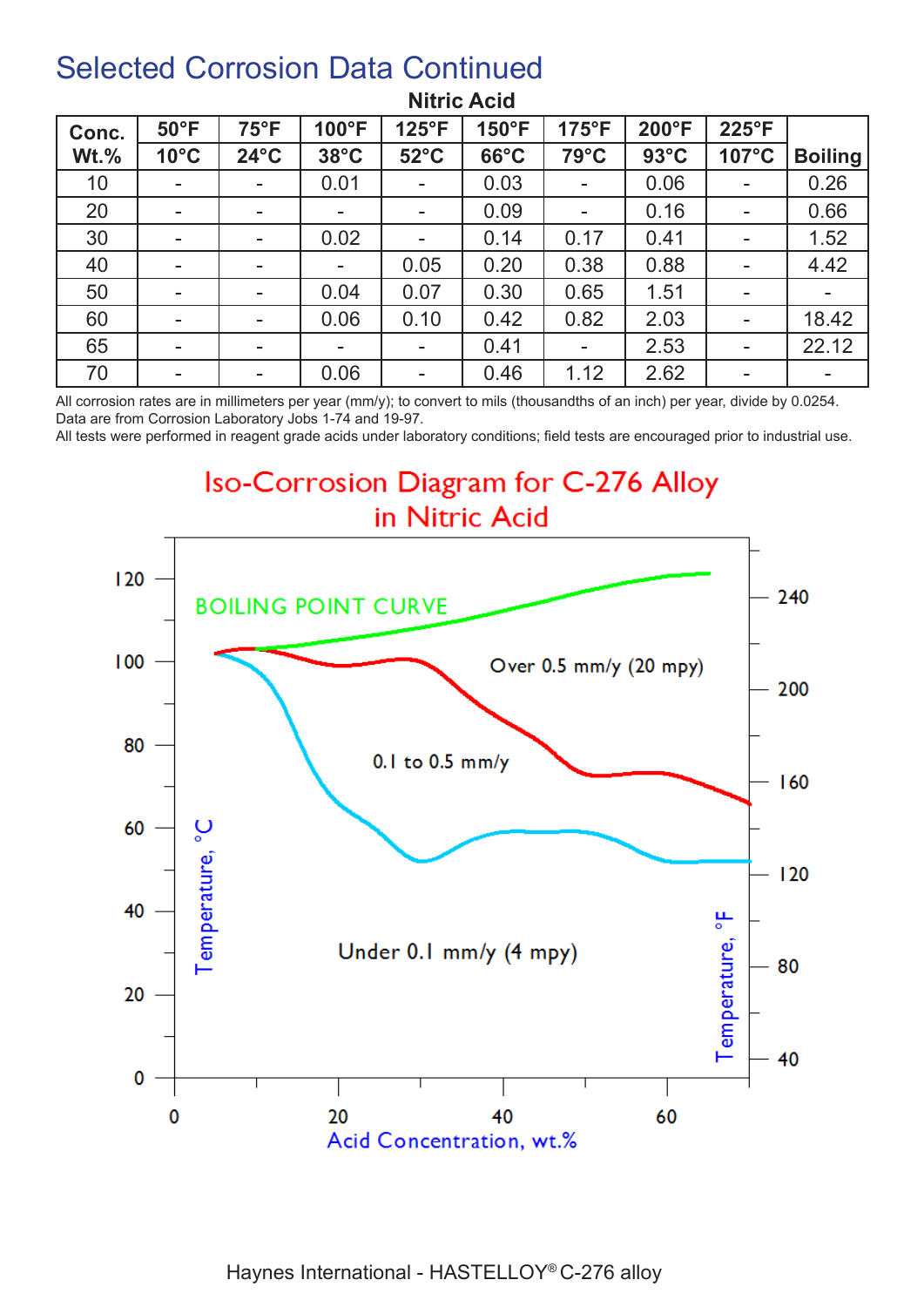# Selected Corrosion Data Continued

**Nitric Acid**

| Conc. Wt.% | 50°F 10°C | 75°F 24°C | 100°F 38°C | 125°F 52°C | 150°F 66°C | 175°F 79°C | 200°F 93°C | 225°F 107°C | Boiling |
|---|---|---|---|---|---|---|---|---|---|
| 10 | - | - | 0.01 | - | 0.03 | - | 0.06 | - | 0.26 |
| 20 | - | - | - | - | 0.09 | - | 0.16 | - | 0.66 |
| 30 | - | - | 0.02 | - | 0.14 | 0.17 | 0.41 | - | 1.52 |
| 40 | - | - | - | 0.05 | 0.20 | 0.38 | 0.88 | - | 4.42 |
| 50 | - | - | 0.04 | 0.07 | 0.30 | 0.65 | 1.51 | - | - |
| 60 | - | - | 0.06 | 0.10 | 0.42 | 0.82 | 2.03 | - | 18.42 |
| 65 | - | - | - | - | 0.41 | - | 2.53 | - | 22.12 |
| 70 | - | - | 0.06 | - | 0.46 | 1.12 | 2.62 | - | - |

All corrosion rates are in millimeters per year (mm/y); to convert to mils (thousandths of an inch) per year, divide by 0.0254.
Data are from Corrosion Laboratory Jobs 1-74 and 19-97.
All tests were performed in reagent grade acids under laboratory conditions; field tests are encouraged prior to industrial use.

## Iso-Corrosion Diagram for C-276 Alloy in Nitric Acid

BOILING POINT CURVE

Over 0.5 mm/y (20 mpy)

0.1 to 0.5 mm/y

Under 0.1 mm/y (4 mpy)

Temperature, °C — Temperature, °F — Acid Concentration, wt.%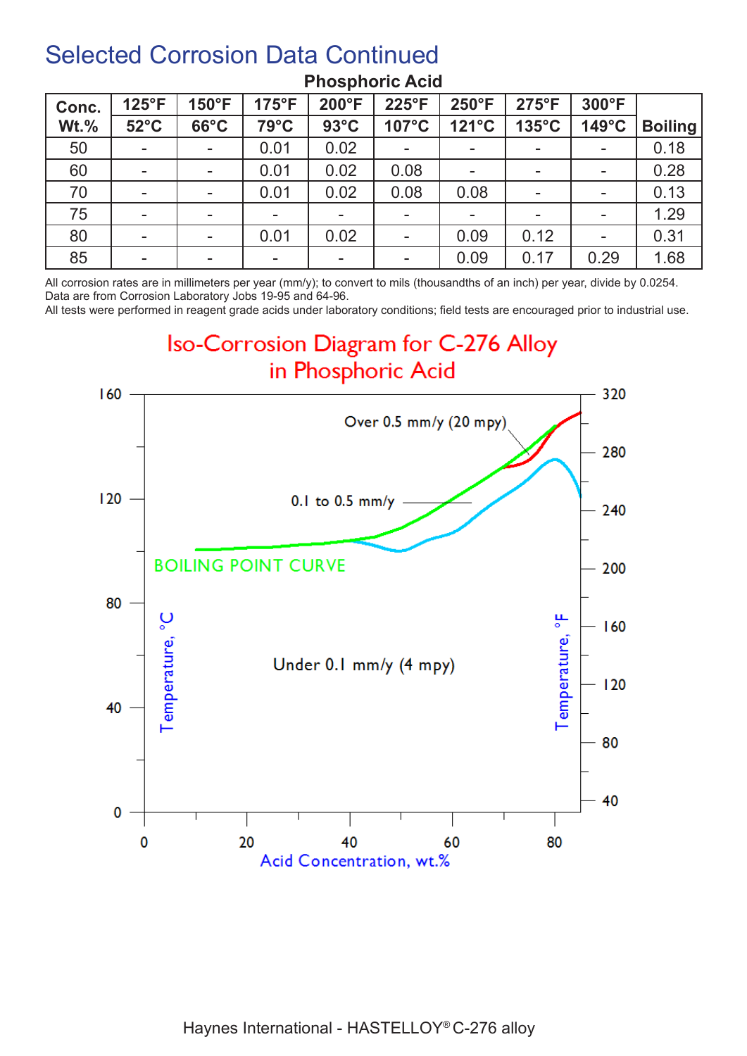# Selected Corrosion Data Continued

**Phosphoric Acid**

| Conc. Wt.% | 125°F 52°C | 150°F 66°C | 175°F 79°C | 200°F 93°C | 225°F 107°C | 250°F 121°C | 275°F 135°C | 300°F 149°C | Boiling |
|---|---|---|---|---|---|---|---|---|---|
| 50 | - | - | 0.01 | 0.02 | - | - | - | - | 0.18 |
| 60 | - | - | 0.01 | 0.02 | 0.08 | - | - | - | 0.28 |
| 70 | - | - | 0.01 | 0.02 | 0.08 | 0.08 | - | - | 0.13 |
| 75 | - | - | - | - | - | - | - | - | 1.29 |
| 80 | - | - | 0.01 | 0.02 | - | 0.09 | 0.12 | - | 0.31 |
| 85 | - | - | - | - | - | 0.09 | 0.17 | 0.29 | 1.68 |

All corrosion rates are in millimeters per year (mm/y); to convert to mils (thousandths of an inch) per year, divide by 0.0254.
Data are from Corrosion Laboratory Jobs 19-95 and 64-96.
All tests were performed in reagent grade acids under laboratory conditions; field tests are encouraged prior to industrial use.

## Iso-Corrosion Diagram for C-276 Alloy in Phosphoric Acid

Over 0.5 mm/y (20 mpy)

0.1 to 0.5 mm/y

BOILING POINT CURVE

Under 0.1 mm/y (4 mpy)

Temperature, °C — Temperature, °F

Acid Concentration, wt.%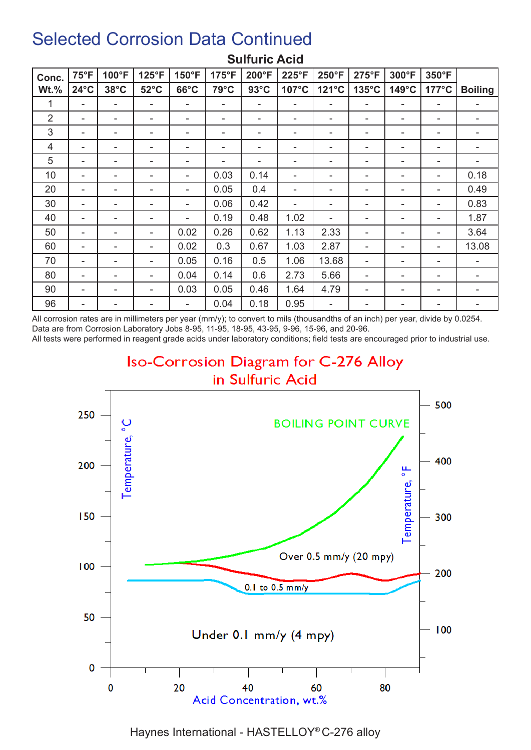# Selected Corrosion Data Continued

**Sulfuric Acid**

| Conc. Wt.% | 75°F 24°C | 100°F 38°C | 125°F 52°C | 150°F 66°C | 175°F 79°C | 200°F 93°C | 225°F 107°C | 250°F 121°C | 275°F 135°C | 300°F 149°C | 350°F 177°C | Boiling |
|---|---|---|---|---|---|---|---|---|---|---|---|---|
| 1 | - | - | - | - | - | - | - | - | - | - | - | - |
| 2 | - | - | - | - | - | - | - | - | - | - | - | - |
| 3 | - | - | - | - | - | - | - | - | - | - | - | - |
| 4 | - | - | - | - | - | - | - | - | - | - | - | - |
| 5 | - | - | - | - | - | - | - | - | - | - | - | - |
| 10 | - | - | - | - | 0.03 | 0.14 | - | - | - | - | - | 0.18 |
| 20 | - | - | - | - | 0.05 | 0.4 | - | - | - | - | - | 0.49 |
| 30 | - | - | - | - | 0.06 | 0.42 | - | - | - | - | - | 0.83 |
| 40 | - | - | - | - | 0.19 | 0.48 | 1.02 | - | - | - | - | 1.87 |
| 50 | - | - | - | 0.02 | 0.26 | 0.62 | 1.13 | 2.33 | - | - | - | 3.64 |
| 60 | - | - | - | 0.02 | 0.3 | 0.67 | 1.03 | 2.87 | - | - | - | 13.08 |
| 70 | - | - | - | 0.05 | 0.16 | 0.5 | 1.06 | 13.68 | - | - | - | - |
| 80 | - | - | - | 0.04 | 0.14 | 0.6 | 2.73 | 5.66 | - | - | - | - |
| 90 | - | - | - | 0.03 | 0.05 | 0.46 | 1.64 | 4.79 | - | - | - | - |
| 96 | - | - | - | - | 0.04 | 0.18 | 0.95 | - | - | - | - | - |

All corrosion rates are in millimeters per year (mm/y); to convert to mils (thousandths of an inch) per year, divide by 0.0254.
Data are from Corrosion Laboratory Jobs 8-95, 11-95, 18-95, 43-95, 9-96, 15-96, and 20-96.
All tests were performed in reagent grade acids under laboratory conditions; field tests are encouraged prior to industrial use.

## Iso-Corrosion Diagram for C-276 Alloy in Sulfuric Acid

BOILING POINT CURVE

Over 0.5 mm/y (20 mpy)

0.1 to 0.5 mm/y

Under 0.1 mm/y (4 mpy)

Temperature, °C — Temperature, °F — Acid Concentration, wt.%

Haynes International - HASTELLOY® C-276 alloy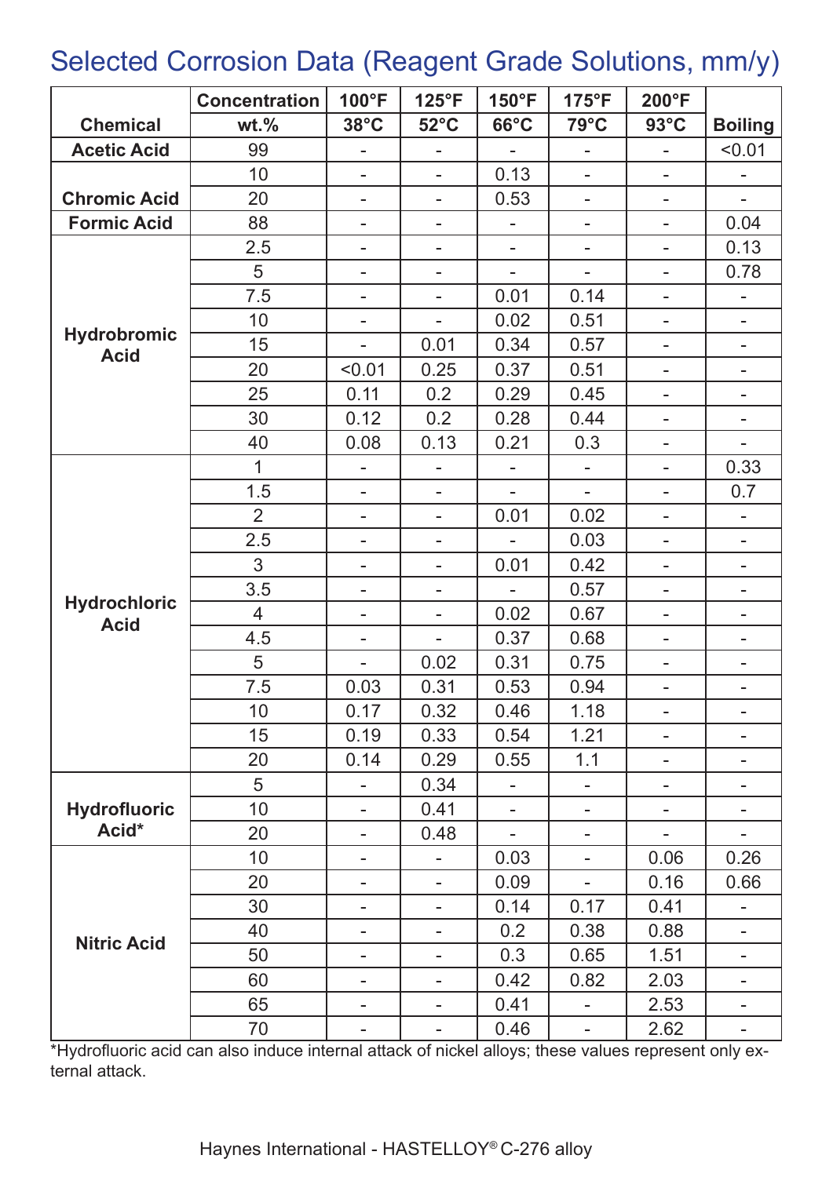# Selected Corrosion Data (Reagent Grade Solutions, mm/y)

| Chemical | Concentration wt.% | 100°F 38°C | 125°F 52°C | 150°F 66°C | 175°F 79°C | 200°F 93°C | Boiling |
|---|---|---|---|---|---|---|---|
| Acetic Acid | 99 | - | - | - | - | - | <0.01 |
| Chromic Acid | 10 | - | - | 0.13 | - | - | - |
| | 20 | - | - | 0.53 | - | - | - |
| Formic Acid | 88 | - | - | - | - | - | 0.04 |
| Hydrobromic Acid | 2.5 | - | - | - | - | - | 0.13 |
| | 5 | - | - | - | - | - | 0.78 |
| | 7.5 | - | - | 0.01 | 0.14 | - | - |
| | 10 | - | - | 0.02 | 0.51 | - | - |
| | 15 | - | 0.01 | 0.34 | 0.57 | - | - |
| | 20 | <0.01 | 0.25 | 0.37 | 0.51 | - | - |
| | 25 | 0.11 | 0.2 | 0.29 | 0.45 | - | - |
| | 30 | 0.12 | 0.2 | 0.28 | 0.44 | - | - |
| | 40 | 0.08 | 0.13 | 0.21 | 0.3 | - | - |
| Hydrochloric Acid | 1 | - | - | - | - | - | 0.33 |
| | 1.5 | - | - | - | - | - | 0.7 |
| | 2 | - | - | 0.01 | 0.02 | - | - |
| | 2.5 | - | - | - | 0.03 | - | - |
| | 3 | - | - | 0.01 | 0.42 | - | - |
| | 3.5 | - | - | - | 0.57 | - | - |
| | 4 | - | - | 0.02 | 0.67 | - | - |
| | 4.5 | - | - | 0.37 | 0.68 | - | - |
| | 5 | - | 0.02 | 0.31 | 0.75 | - | - |
| | 7.5 | 0.03 | 0.31 | 0.53 | 0.94 | - | - |
| | 10 | 0.17 | 0.32 | 0.46 | 1.18 | - | - |
| | 15 | 0.19 | 0.33 | 0.54 | 1.21 | - | - |
| | 20 | 0.14 | 0.29 | 0.55 | 1.1 | - | - |
| Hydrofluoric Acid* | 5 | - | 0.34 | - | - | - | - |
| | 10 | - | 0.41 | - | - | - | - |
| | 20 | - | 0.48 | - | - | - | - |
| Nitric Acid | 10 | - | - | 0.03 | - | 0.06 | 0.26 |
| | 20 | - | - | 0.09 | - | 0.16 | 0.66 |
| | 30 | - | - | 0.14 | 0.17 | 0.41 | - |
| | 40 | - | - | 0.2 | 0.38 | 0.88 | - |
| | 50 | - | - | 0.3 | 0.65 | 1.51 | - |
| | 60 | - | - | 0.42 | 0.82 | 2.03 | - |
| | 65 | - | - | 0.41 | - | 2.53 | - |
| | 70 | - | - | 0.46 | - | 2.62 | - |

*Hydrofluoric acid can also induce internal attack of nickel alloys; these values represent only external attack.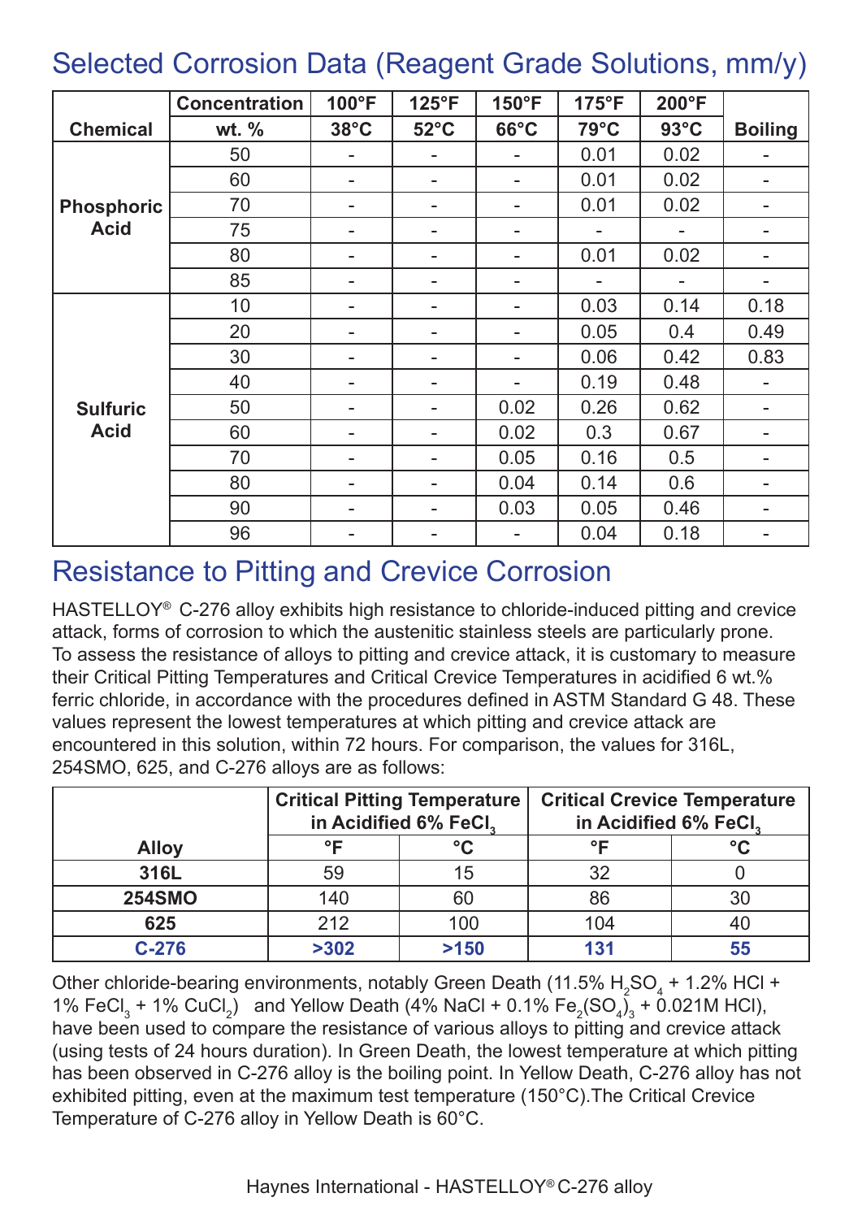## Selected Corrosion Data (Reagent Grade Solutions, mm/y)

| Chemical | Concentration wt. % | 100°F 38°C | 125°F 52°C | 150°F 66°C | 175°F 79°C | 200°F 93°C | Boiling |
|---|---|---|---|---|---|---|---|
| Phosphoric Acid | 50 | - | - | - | 0.01 | 0.02 | - |
| | 60 | - | - | - | 0.01 | 0.02 | - |
| | 70 | - | - | - | 0.01 | 0.02 | - |
| | 75 | - | - | - | - | - | - |
| | 80 | - | - | - | 0.01 | 0.02 | - |
| | 85 | - | - | - | - | - | - |
| Sulfuric Acid | 10 | - | - | - | 0.03 | 0.14 | 0.18 |
| | 20 | - | - | - | 0.05 | 0.4 | 0.49 |
| | 30 | - | - | - | 0.06 | 0.42 | 0.83 |
| | 40 | - | - | - | 0.19 | 0.48 | - |
| | 50 | - | - | 0.02 | 0.26 | 0.62 | - |
| | 60 | - | - | 0.02 | 0.3 | 0.67 | - |
| | 70 | - | - | 0.05 | 0.16 | 0.5 | - |
| | 80 | - | - | 0.04 | 0.14 | 0.6 | - |
| | 90 | - | - | 0.03 | 0.05 | 0.46 | - |
| | 96 | - | - | - | 0.04 | 0.18 | - |

## Resistance to Pitting and Crevice Corrosion

HASTELLOY® C-276 alloy exhibits high resistance to chloride-induced pitting and crevice attack, forms of corrosion to which the austenitic stainless steels are particularly prone. To assess the resistance of alloys to pitting and crevice attack, it is customary to measure their Critical Pitting Temperatures and Critical Crevice Temperatures in acidified 6 wt.% ferric chloride, in accordance with the procedures defined in ASTM Standard G 48. These values represent the lowest temperatures at which pitting and crevice attack are encountered in this solution, within 72 hours. For comparison, the values for 316L, 254SMO, 625, and C-276 alloys are as follows:

| Alloy | Critical Pitting Temperature in Acidified 6% $FeCl_3$ | | Critical Crevice Temperature in Acidified 6% $FeCl_3$ | |
|---|---|---|---|---|
| | °F | °C | °F | °C |
| 316L | 59 | 15 | 32 | 0 |
| 254SMO | 140 | 60 | 86 | 30 |
| 625 | 212 | 100 | 104 | 40 |
| **C-276** | **>302** | **>150** | **131** | **55** |

Other chloride-bearing environments, notably Green Death (11.5% $H_2SO_4$ + 1.2% HCl + 1% $FeCl_3$ + 1% $CuCl_2$) and Yellow Death (4% NaCl + 0.1% $Fe_2(SO_4)_3$ + 0.021M HCl), have been used to compare the resistance of various alloys to pitting and crevice attack (using tests of 24 hours duration). In Green Death, the lowest temperature at which pitting has been observed in C-276 alloy is the boiling point. In Yellow Death, C-276 alloy has not exhibited pitting, even at the maximum test temperature (150°C).The Critical Crevice Temperature of C-276 alloy in Yellow Death is 60°C.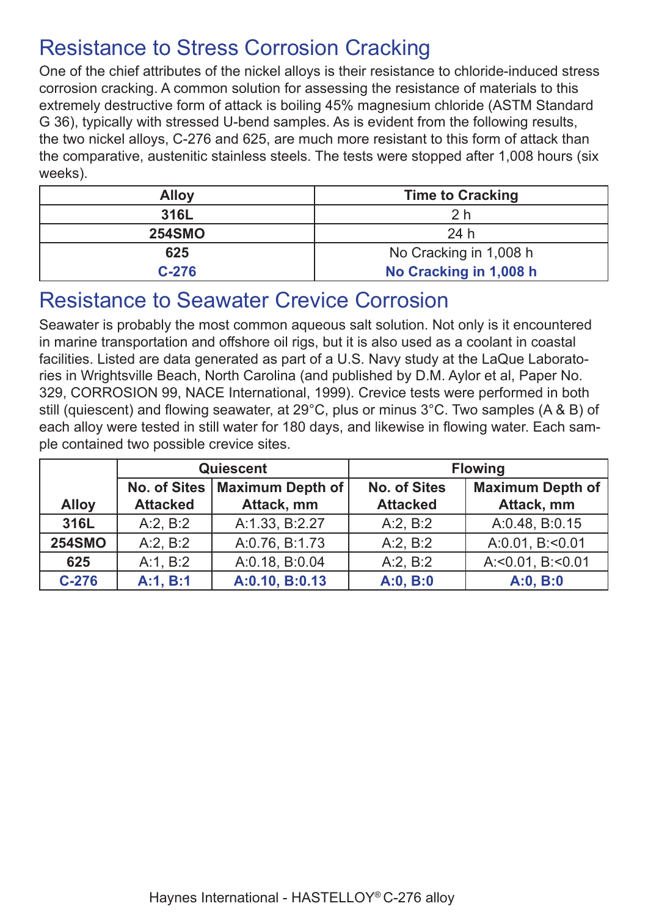## Resistance to Stress Corrosion Cracking

One of the chief attributes of the nickel alloys is their resistance to chloride-induced stress corrosion cracking. A common solution for assessing the resistance of materials to this extremely destructive form of attack is boiling 45% magnesium chloride (ASTM Standard G 36), typically with stressed U-bend samples. As is evident from the following results, the two nickel alloys, C-276 and 625, are much more resistant to this form of attack than the comparative, austenitic stainless steels. The tests were stopped after 1,008 hours (six weeks).

| Alloy | Time to Cracking |
|---|---|
| **316L** | 2 h |
| **254SMO** | 24 h |
| **625** | No Cracking in 1,008 h |
| **C-276** | **No Cracking in 1,008 h** |

## Resistance to Seawater Crevice Corrosion

Seawater is probably the most common aqueous salt solution. Not only is it encountered in marine transportation and offshore oil rigs, but it is also used as a coolant in coastal facilities. Listed are data generated as part of a U.S. Navy study at the LaQue Laboratories in Wrightsville Beach, North Carolina (and published by D.M. Aylor et al, Paper No. 329, CORROSION 99, NACE International, 1999). Crevice tests were performed in both still (quiescent) and flowing seawater, at 29°C, plus or minus 3°C. Two samples (A & B) of each alloy were tested in still water for 180 days, and likewise in flowing water. Each sample contained two possible crevice sites.

| Alloy | Quiescent | | Flowing | |
|---|---|---|---|---|
| | No. of Sites Attacked | Maximum Depth of Attack, mm | No. of Sites Attacked | Maximum Depth of Attack, mm |
| **316L** | A:2, B:2 | A:1.33, B:2.27 | A:2, B:2 | A:0.48, B:0.15 |
| **254SMO** | A:2, B:2 | A:0.76, B:1.73 | A:2, B:2 | A:0.01, B:<0.01 |
| **625** | A:1, B:2 | A:0.18, B:0.04 | A:2, B:2 | A:<0.01, B:<0.01 |
| **C-276** | **A:1, B:1** | **A:0.10, B:0.13** | **A:0, B:0** | **A:0, B:0** |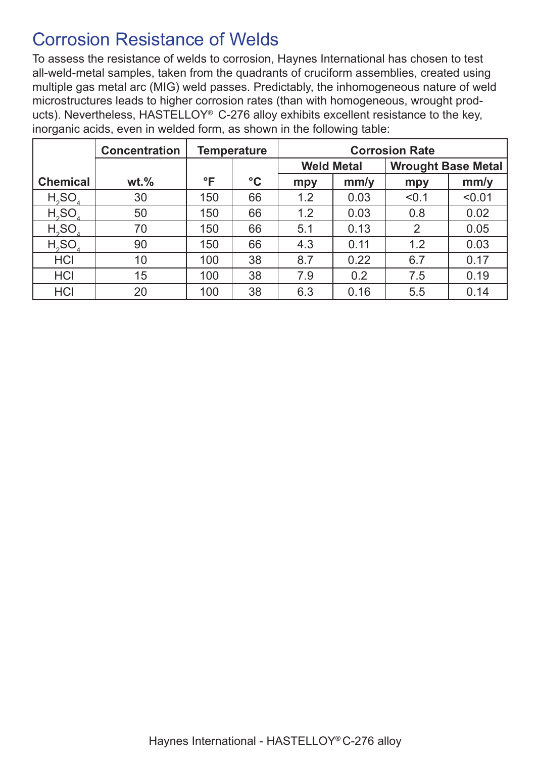# Corrosion Resistance of Welds

To assess the resistance of welds to corrosion, Haynes International has chosen to test all-weld-metal samples, taken from the quadrants of cruciform assemblies, created using multiple gas metal arc (MIG) weld passes. Predictably, the inhomogeneous nature of weld microstructures leads to higher corrosion rates (than with homogeneous, wrought products). Nevertheless, HASTELLOY® C-276 alloy exhibits excellent resistance to the key, inorganic acids, even in welded form, as shown in the following table:

| | Concentration | Temperature | | Corrosion Rate | | | |
|---|---|---|---|---|---|---|---|
| | | | | Weld Metal | | Wrought Base Metal | |
| Chemical | wt.% | °F | °C | mpy | mm/y | mpy | mm/y |
| $H_2SO_4$ | 30 | 150 | 66 | 1.2 | 0.03 | <0.1 | <0.01 |
| $H_2SO_4$ | 50 | 150 | 66 | 1.2 | 0.03 | 0.8 | 0.02 |
| $H_2SO_4$ | 70 | 150 | 66 | 5.1 | 0.13 | 2 | 0.05 |
| $H_2SO_4$ | 90 | 150 | 66 | 4.3 | 0.11 | 1.2 | 0.03 |
| HCl | 10 | 100 | 38 | 8.7 | 0.22 | 6.7 | 0.17 |
| HCl | 15 | 100 | 38 | 7.9 | 0.2 | 7.5 | 0.19 |
| HCl | 20 | 100 | 38 | 6.3 | 0.16 | 5.5 | 0.14 |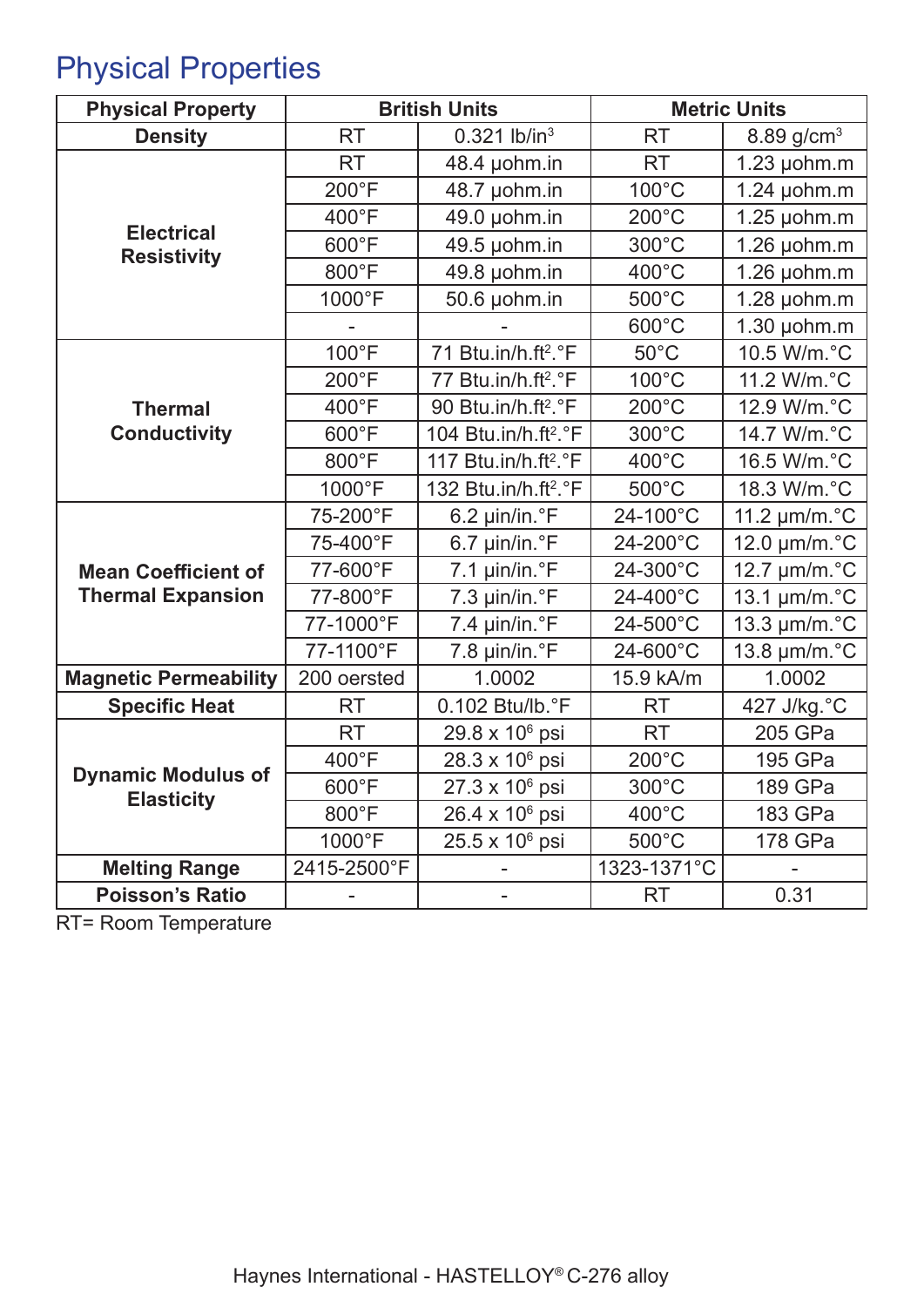# Physical Properties

| Physical Property | British Units | | Metric Units | |
|---|---|---|---|---|
| Density | RT | 0.321 lb/in$^3$ | RT | 8.89 g/cm$^3$ |
| Electrical Resistivity | RT | 48.4 μohm.in | RT | 1.23 μohm.m |
| | 200°F | 48.7 μohm.in | 100°C | 1.24 μohm.m |
| | 400°F | 49.0 μohm.in | 200°C | 1.25 μohm.m |
| | 600°F | 49.5 μohm.in | 300°C | 1.26 μohm.m |
| | 800°F | 49.8 μohm.in | 400°C | 1.26 μohm.m |
| | 1000°F | 50.6 μohm.in | 500°C | 1.28 μohm.m |
| | - | - | 600°C | 1.30 μohm.m |
| Thermal Conductivity | 100°F | 71 Btu.in/h.ft$^2$.°F | 50°C | 10.5 W/m.°C |
| | 200°F | 77 Btu.in/h.ft$^2$.°F | 100°C | 11.2 W/m.°C |
| | 400°F | 90 Btu.in/h.ft$^2$.°F | 200°C | 12.9 W/m.°C |
| | 600°F | 104 Btu.in/h.ft$^2$.°F | 300°C | 14.7 W/m.°C |
| | 800°F | 117 Btu.in/h.ft$^2$.°F | 400°C | 16.5 W/m.°C |
| | 1000°F | 132 Btu.in/h.ft$^2$.°F | 500°C | 18.3 W/m.°C |
| Mean Coefficient of Thermal Expansion | 75-200°F | 6.2 μin/in.°F | 24-100°C | 11.2 μm/m.°C |
| | 75-400°F | 6.7 μin/in.°F | 24-200°C | 12.0 μm/m.°C |
| | 77-600°F | 7.1 μin/in.°F | 24-300°C | 12.7 μm/m.°C |
| | 77-800°F | 7.3 μin/in.°F | 24-400°C | 13.1 μm/m.°C |
| | 77-1000°F | 7.4 μin/in.°F | 24-500°C | 13.3 μm/m.°C |
| | 77-1100°F | 7.8 μin/in.°F | 24-600°C | 13.8 μm/m.°C |
| Magnetic Permeability | 200 oersted | 1.0002 | 15.9 kA/m | 1.0002 |
| Specific Heat | RT | 0.102 Btu/lb.°F | RT | 427 J/kg.°C |
| Dynamic Modulus of Elasticity | RT | 29.8 x 10$^6$ psi | RT | 205 GPa |
| | 400°F | 28.3 x 10$^6$ psi | 200°C | 195 GPa |
| | 600°F | 27.3 x 10$^6$ psi | 300°C | 189 GPa |
| | 800°F | 26.4 x 10$^6$ psi | 400°C | 183 GPa |
| | 1000°F | 25.5 x 10$^6$ psi | 500°C | 178 GPa |
| Melting Range | 2415-2500°F | - | 1323-1371°C | - |
| Poisson's Ratio | - | - | RT | 0.31 |

RT= Room Temperature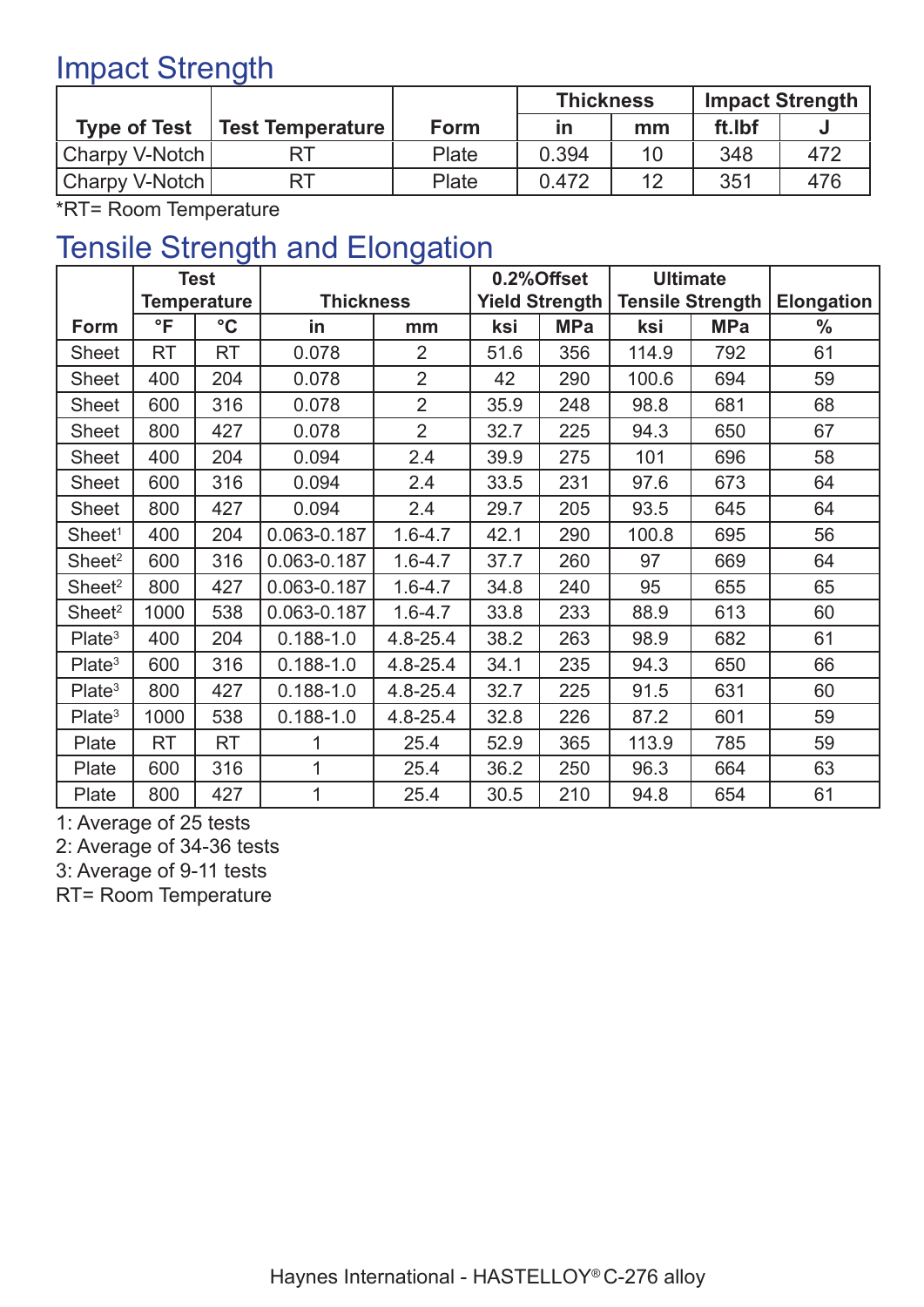## Impact Strength

| Type of Test | Test Temperature | Form | Thickness | | Impact Strength | |
|---|---|---|---|---|---|---|
| | | | in | mm | ft.lbf | J |
| Charpy V-Notch | RT | Plate | 0.394 | 10 | 348 | 472 |
| Charpy V-Notch | RT | Plate | 0.472 | 12 | 351 | 476 |

*RT= Room Temperature

## Tensile Strength and Elongation

| Form | Test Temperature | | Thickness | | 0.2%Offset Yield Strength | | Ultimate Tensile Strength | | Elongation |
|---|---|---|---|---|---|---|---|---|---|
| | °F | °C | in | mm | ksi | MPa | ksi | MPa | % |
| Sheet | RT | RT | 0.078 | 2 | 51.6 | 356 | 114.9 | 792 | 61 |
| Sheet | 400 | 204 | 0.078 | 2 | 42 | 290 | 100.6 | 694 | 59 |
| Sheet | 600 | 316 | 0.078 | 2 | 35.9 | 248 | 98.8 | 681 | 68 |
| Sheet | 800 | 427 | 0.078 | 2 | 32.7 | 225 | 94.3 | 650 | 67 |
| Sheet | 400 | 204 | 0.094 | 2.4 | 39.9 | 275 | 101 | 696 | 58 |
| Sheet | 600 | 316 | 0.094 | 2.4 | 33.5 | 231 | 97.6 | 673 | 64 |
| Sheet | 800 | 427 | 0.094 | 2.4 | 29.7 | 205 | 93.5 | 645 | 64 |
| Sheet[1] | 400 | 204 | 0.063-0.187 | 1.6-4.7 | 42.1 | 290 | 100.8 | 695 | 56 |
| Sheet[2] | 600 | 316 | 0.063-0.187 | 1.6-4.7 | 37.7 | 260 | 97 | 669 | 64 |
| Sheet[2] | 800 | 427 | 0.063-0.187 | 1.6-4.7 | 34.8 | 240 | 95 | 655 | 65 |
| Sheet[2] | 1000 | 538 | 0.063-0.187 | 1.6-4.7 | 33.8 | 233 | 88.9 | 613 | 60 |
| Plate[3] | 400 | 204 | 0.188-1.0 | 4.8-25.4 | 38.2 | 263 | 98.9 | 682 | 61 |
| Plate[3] | 600 | 316 | 0.188-1.0 | 4.8-25.4 | 34.1 | 235 | 94.3 | 650 | 66 |
| Plate[3] | 800 | 427 | 0.188-1.0 | 4.8-25.4 | 32.7 | 225 | 91.5 | 631 | 60 |
| Plate[3] | 1000 | 538 | 0.188-1.0 | 4.8-25.4 | 32.8 | 226 | 87.2 | 601 | 59 |
| Plate | RT | RT | 1 | 25.4 | 52.9 | 365 | 113.9 | 785 | 59 |
| Plate | 600 | 316 | 1 | 25.4 | 36.2 | 250 | 96.3 | 664 | 63 |
| Plate | 800 | 427 | 1 | 25.4 | 30.5 | 210 | 94.8 | 654 | 61 |

1: Average of 25 tests
2: Average of 34-36 tests
3: Average of 9-11 tests
RT= Room Temperature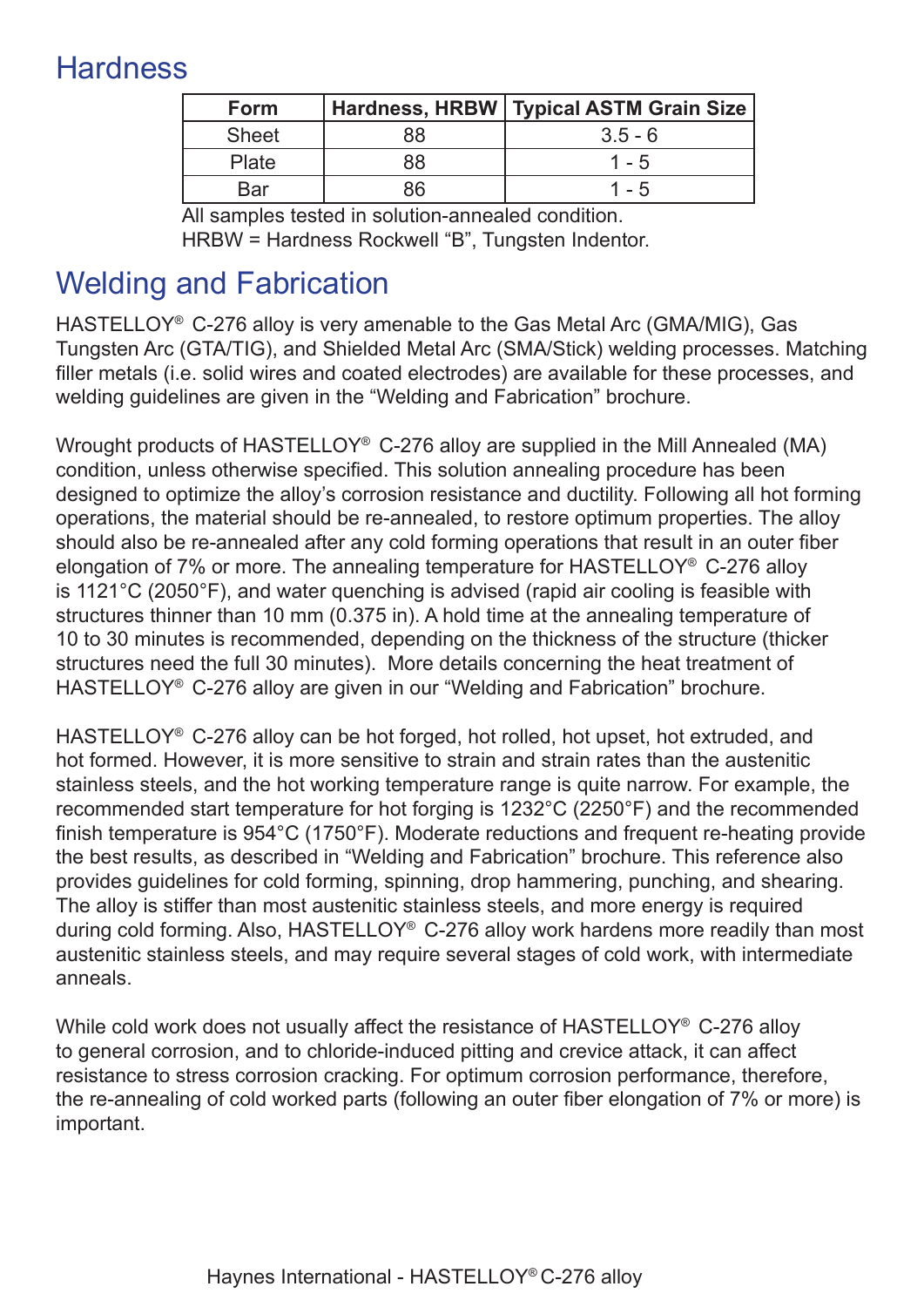## Hardness

| Form | Hardness, HRBW | Typical ASTM Grain Size |
|---|---|---|
| Sheet | 88 | 3.5 - 6 |
| Plate | 88 | 1 - 5 |
| Bar | 86 | 1 - 5 |

All samples tested in solution-annealed condition.
HRBW = Hardness Rockwell "B", Tungsten Indentor.

## Welding and Fabrication

HASTELLOY® C-276 alloy is very amenable to the Gas Metal Arc (GMA/MIG), Gas Tungsten Arc (GTA/TIG), and Shielded Metal Arc (SMA/Stick) welding processes. Matching filler metals (i.e. solid wires and coated electrodes) are available for these processes, and welding guidelines are given in the "Welding and Fabrication" brochure.

Wrought products of HASTELLOY® C-276 alloy are supplied in the Mill Annealed (MA) condition, unless otherwise specified. This solution annealing procedure has been designed to optimize the alloy's corrosion resistance and ductility. Following all hot forming operations, the material should be re-annealed, to restore optimum properties. The alloy should also be re-annealed after any cold forming operations that result in an outer fiber elongation of 7% or more. The annealing temperature for HASTELLOY® C-276 alloy is 1121°C (2050°F), and water quenching is advised (rapid air cooling is feasible with structures thinner than 10 mm (0.375 in). A hold time at the annealing temperature of 10 to 30 minutes is recommended, depending on the thickness of the structure (thicker structures need the full 30 minutes). More details concerning the heat treatment of HASTELLOY® C-276 alloy are given in our "Welding and Fabrication" brochure.

HASTELLOY® C-276 alloy can be hot forged, hot rolled, hot upset, hot extruded, and hot formed. However, it is more sensitive to strain and strain rates than the austenitic stainless steels, and the hot working temperature range is quite narrow. For example, the recommended start temperature for hot forging is 1232°C (2250°F) and the recommended finish temperature is 954°C (1750°F). Moderate reductions and frequent re-heating provide the best results, as described in "Welding and Fabrication" brochure. This reference also provides guidelines for cold forming, spinning, drop hammering, punching, and shearing. The alloy is stiffer than most austenitic stainless steels, and more energy is required during cold forming. Also, HASTELLOY® C-276 alloy work hardens more readily than most austenitic stainless steels, and may require several stages of cold work, with intermediate anneals.

While cold work does not usually affect the resistance of HASTELLOY® C-276 alloy to general corrosion, and to chloride-induced pitting and crevice attack, it can affect resistance to stress corrosion cracking. For optimum corrosion performance, therefore, the re-annealing of cold worked parts (following an outer fiber elongation of 7% or more) is important.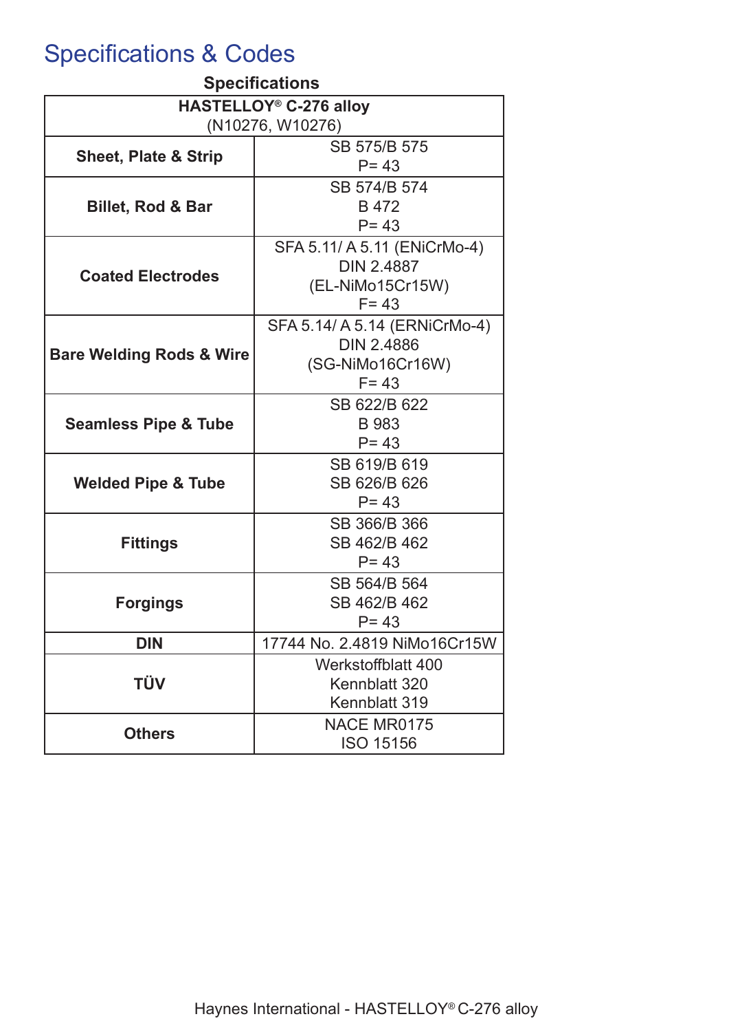# Specifications & Codes

### Specifications

| HASTELLOY® C-276 alloy (N10276, W10276) | |
|---|---|
| **Sheet, Plate & Strip** | SB 575/B 575<br>P= 43 |
| **Billet, Rod & Bar** | SB 574/B 574<br>B 472<br>P= 43 |
| **Coated Electrodes** | SFA 5.11/ A 5.11 (ENiCrMo-4)<br>DIN 2.4887<br>(EL-NiMo15Cr15W)<br>F= 43 |
| **Bare Welding Rods & Wire** | SFA 5.14/ A 5.14 (ERNiCrMo-4)<br>DIN 2.4886<br>(SG-NiMo16Cr16W)<br>F= 43 |
| **Seamless Pipe & Tube** | SB 622/B 622<br>B 983<br>P= 43 |
| **Welded Pipe & Tube** | SB 619/B 619<br>SB 626/B 626<br>P= 43 |
| **Fittings** | SB 366/B 366<br>SB 462/B 462<br>P= 43 |
| **Forgings** | SB 564/B 564<br>SB 462/B 462<br>P= 43 |
| **DIN** | 17744 No. 2.4819 NiMo16Cr15W |
| **TÜV** | Werkstoffblatt 400<br>Kennblatt 320<br>Kennblatt 319 |
| **Others** | NACE MR0175<br>ISO 15156 |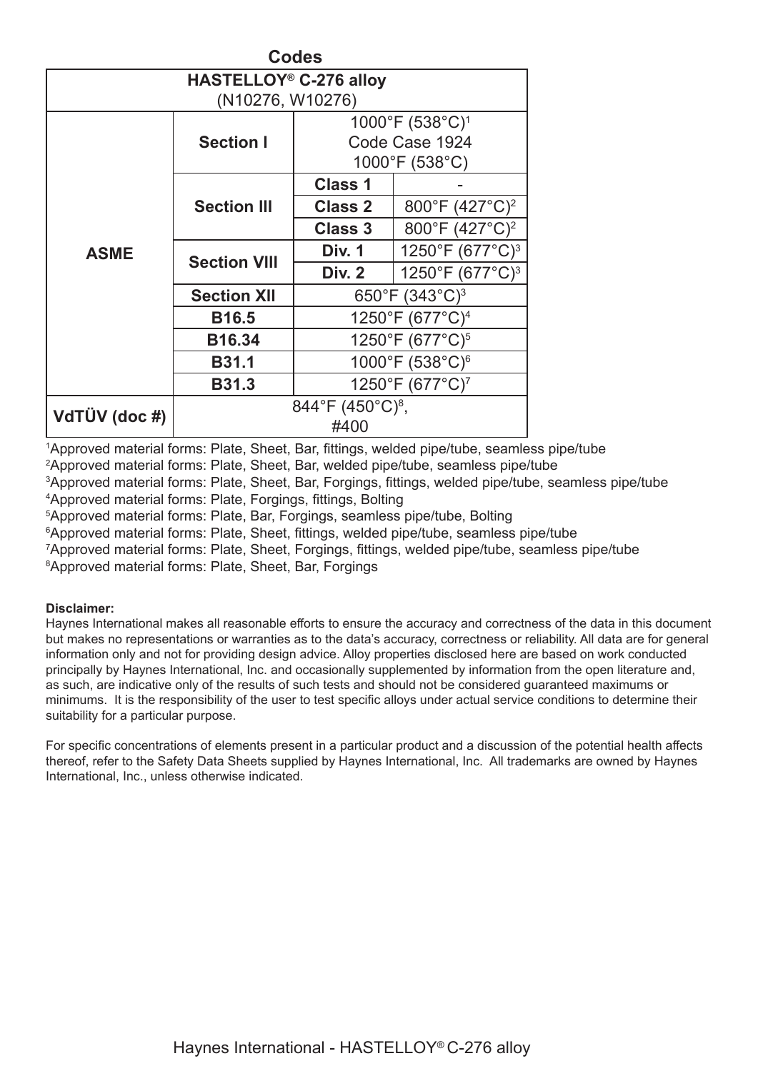## Codes

| HASTELLOY® C-276 alloy (N10276, W10276) | | | |
|---|---|---|---|
| ASME | Section I | 1000°F (538°C)[1] Code Case 1924 1000°F (538°C) | |
| | Section III | Class 1 | - |
| | | Class 2 | 800°F (427°C)[2] |
| | | Class 3 | 800°F (427°C)[2] |
| | Section VIII | Div. 1 | 1250°F (677°C)[3] |
| | | Div. 2 | 1250°F (677°C)[3] |
| | Section XII | 650°F (343°C)[3] | |
| | B16.5 | 1250°F (677°C)[4] | |
| | B16.34 | 1250°F (677°C)[5] | |
| | B31.1 | 1000°F (538°C)[6] | |
| | B31.3 | 1250°F (677°C)[7] | |
| VdTÜV (doc #) | 844°F (450°C)[8], #400 | | |

[1]Approved material forms: Plate, Sheet, Bar, fittings, welded pipe/tube, seamless pipe/tube
[2]Approved material forms: Plate, Sheet, Bar, welded pipe/tube, seamless pipe/tube
[3]Approved material forms: Plate, Sheet, Bar, Forgings, fittings, welded pipe/tube, seamless pipe/tube
[4]Approved material forms: Plate, Forgings, fittings, Bolting
[5]Approved material forms: Plate, Bar, Forgings, seamless pipe/tube, Bolting
[6]Approved material forms: Plate, Sheet, fittings, welded pipe/tube, seamless pipe/tube
[7]Approved material forms: Plate, Sheet, Forgings, fittings, welded pipe/tube, seamless pipe/tube
[8]Approved material forms: Plate, Sheet, Bar, Forgings

**Disclaimer:**
Haynes International makes all reasonable efforts to ensure the accuracy and correctness of the data in this document but makes no representations or warranties as to the data's accuracy, correctness or reliability. All data are for general information only and not for providing design advice. Alloy properties disclosed here are based on work conducted principally by Haynes International, Inc. and occasionally supplemented by information from the open literature and, as such, are indicative only of the results of such tests and should not be considered guaranteed maximums or minimums. It is the responsibility of the user to test specific alloys under actual service conditions to determine their suitability for a particular purpose.

For specific concentrations of elements present in a particular product and a discussion of the potential health affects thereof, refer to the Safety Data Sheets supplied by Haynes International, Inc. All trademarks are owned by Haynes International, Inc., unless otherwise indicated.